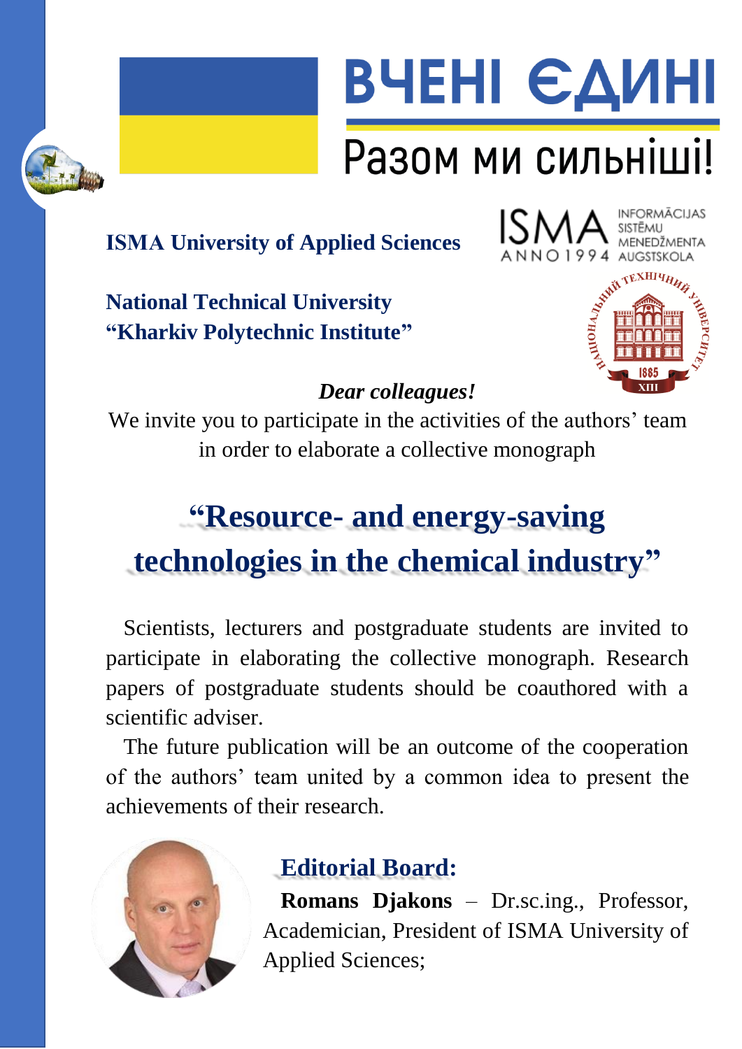# ВЧЕНІ ЄДИНІ

## Разом ми сильніші!

**ISMA University of Applied Sciences**

ISMA ANNO 1994 INFORMĀCIJAS SISTĒMU MENEDŽMENTA AUGSTSKOLA

**National Technical University "Kharkiv Polytechnic Institute"**

НАЦІОНАЛЬНИЙ ТЕХНІЧНИЙ УНІВЕРСИТЕТ 1885 XIII

*Dear colleagues!*

We invite you to participate in the activities of the authors' team in order to elaborate a collective monograph

# "Resource- and energy-saving technologies in the chemical industry"

Scientists, lecturers and postgraduate students are invited to participate in elaborating the collective monograph. Research papers of postgraduate students should be coauthored with a scientific adviser.

The future publication will be an outcome of the cooperation of the authors' team united by a common idea to present the achievements of their research.

## Editorial Board:

**Romans Djakons** – Dr.sc.ing., Professor, Academician, President of ISMA University of Applied Sciences;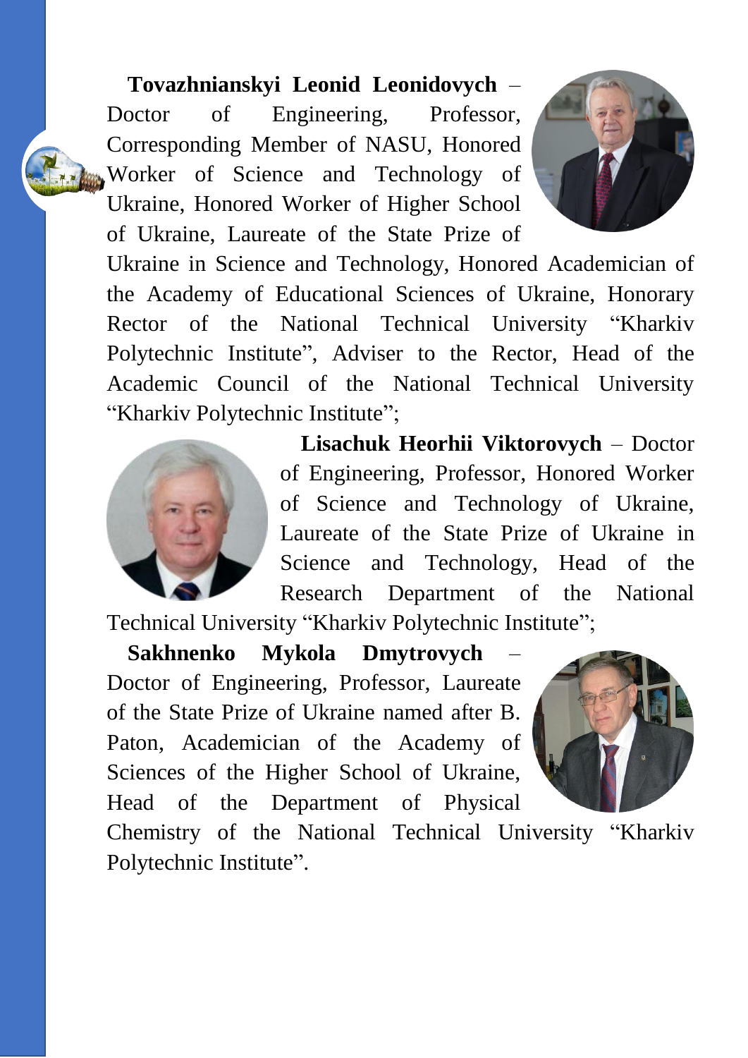**Tovazhnianskyi Leonid Leonidovych** – Doctor of Engineering, Professor, Corresponding Member of NASU, Honored Worker of Science and Technology of Ukraine, Honored Worker of Higher School of Ukraine, Laureate of the State Prize of Ukraine in Science and Technology, Honored Academician of the Academy of Educational Sciences of Ukraine, Honorary Rector of the National Technical University "Kharkiv Polytechnic Institute", Adviser to the Rector, Head of the Academic Council of the National Technical University "Kharkiv Polytechnic Institute";

**Lisachuk Heorhii Viktorovych** – Doctor of Engineering, Professor, Honored Worker of Science and Technology of Ukraine, Laureate of the State Prize of Ukraine in Science and Technology, Head of the Research Department of the National Technical University "Kharkiv Polytechnic Institute";

**Sakhnenko Mykola Dmytrovych** – Doctor of Engineering, Professor, Laureate of the State Prize of Ukraine named after B. Paton, Academician of the Academy of Sciences of the Higher School of Ukraine, Head of the Department of Physical Chemistry of the National Technical University "Kharkiv Polytechnic Institute".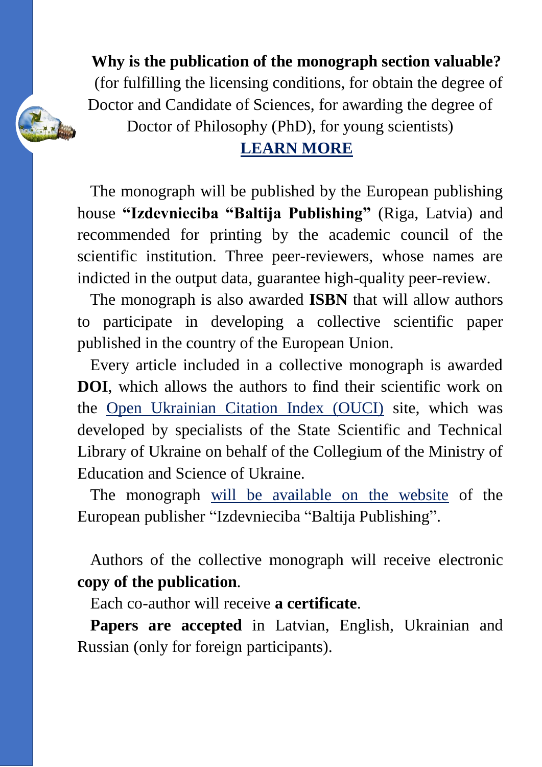**Why is the publication of the monograph section valuable?**

(for fulfilling the licensing conditions, for obtain the degree of Doctor and Candidate of Sciences, for awarding the degree of Doctor of Philosophy (PhD), for young scientists)

**LEARN MORE**

The monograph will be published by the European publishing house **"Izdevnieciba "Baltija Publishing"** (Riga, Latvia) and recommended for printing by the academic council of the scientific institution. Three peer-reviewers, whose names are indicted in the output data, guarantee high-quality peer-review.

The monograph is also awarded **ISBN** that will allow authors to participate in developing a collective scientific paper published in the country of the European Union.

Every article included in a collective monograph is awarded **DOI**, which allows the authors to find their scientific work on the Open Ukrainian Citation Index (OUCI) site, which was developed by specialists of the State Scientific and Technical Library of Ukraine on behalf of the Collegium of the Ministry of Education and Science of Ukraine.

The monograph will be available on the website of the European publisher "Izdevnieciba "Baltija Publishing".

Authors of the collective monograph will receive electronic **copy of the publication**.

Each co-author will receive **a certificate**.

**Papers are accepted** in Latvian, English, Ukrainian and Russian (only for foreign participants).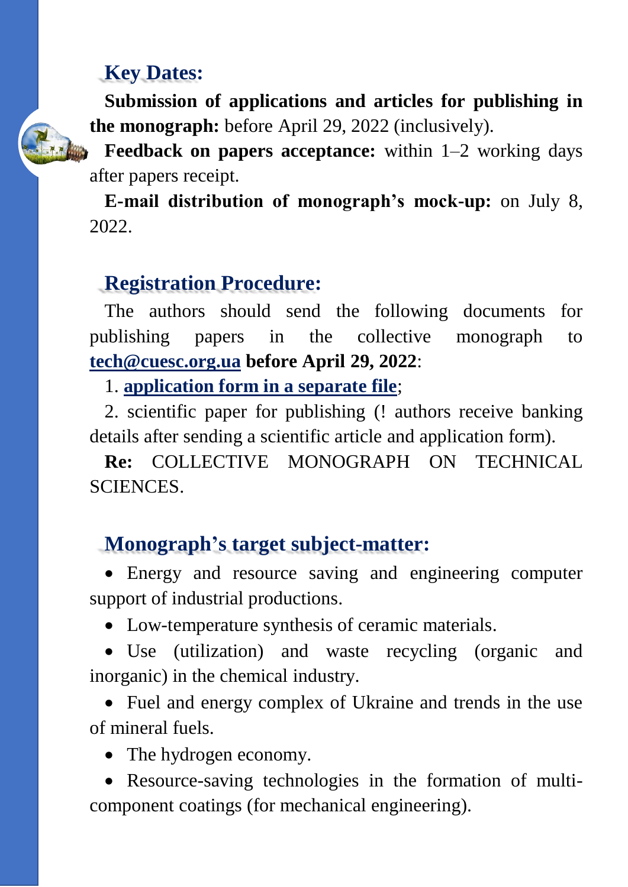## Key Dates:

**Submission of applications and articles for publishing in the monograph:** before April 29, 2022 (inclusively).

**Feedback on papers acceptance:** within 1–2 working days after papers receipt.

**E-mail distribution of monograph's mock-up:** on July 8, 2022.

## Registration Procedure:

The authors should send the following documents for publishing papers in the collective monograph to **tech@cuesc.org.ua** **before April 29, 2022**:

1. **application form in a separate file**;
2. scientific paper for publishing (! authors receive banking details after sending a scientific article and application form).

**Re:** COLLECTIVE MONOGRAPH ON TECHNICAL SCIENCES.

## Monograph's target subject-matter:

- Energy and resource saving and engineering computer support of industrial productions.
- Low-temperature synthesis of ceramic materials.
- Use (utilization) and waste recycling (organic and inorganic) in the chemical industry.
- Fuel and energy complex of Ukraine and trends in the use of mineral fuels.
- The hydrogen economy.
- Resource-saving technologies in the formation of multi-component coatings (for mechanical engineering).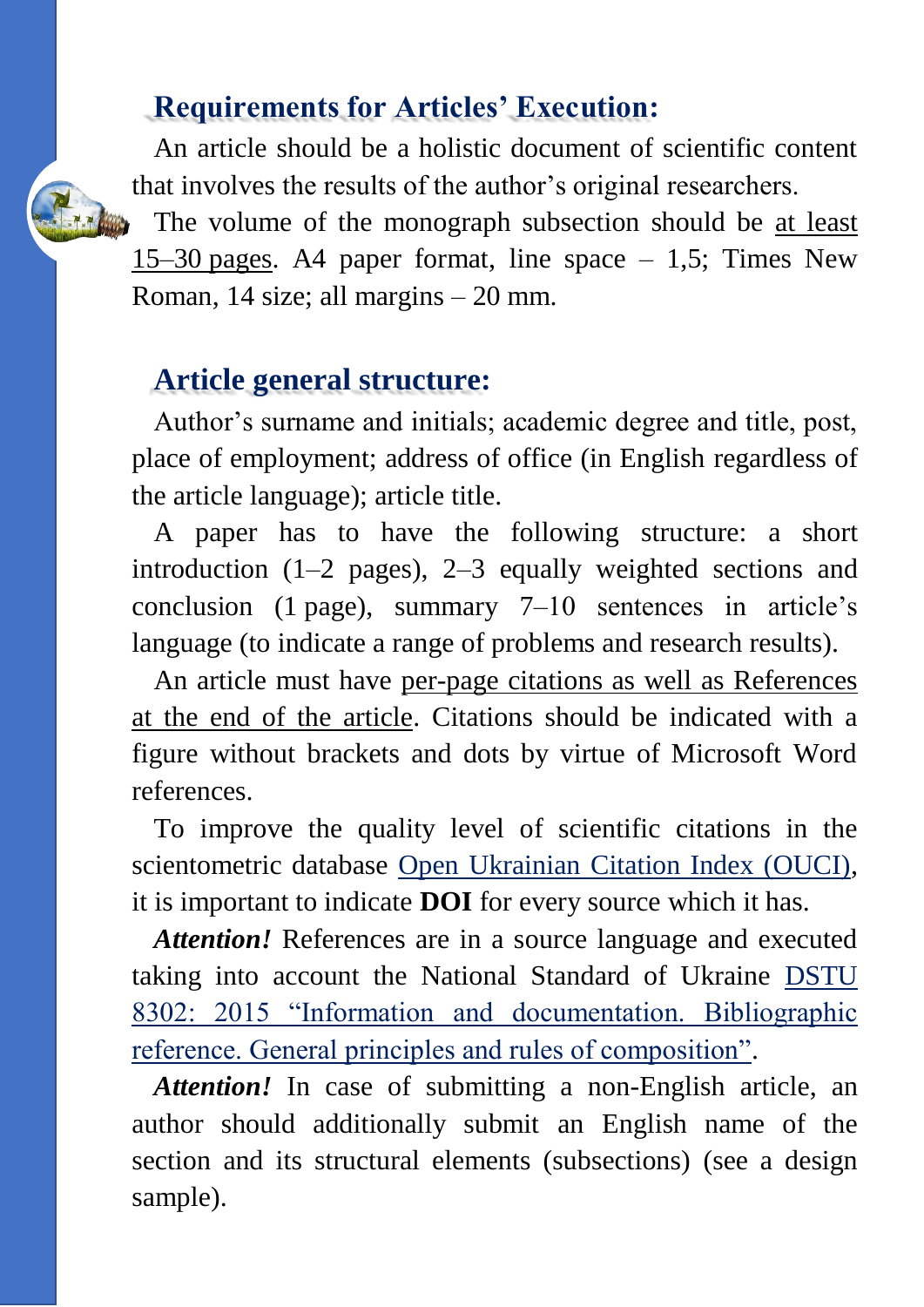## Requirements for Articles' Execution:

An article should be a holistic document of scientific content that involves the results of the author's original researchers.

The volume of the monograph subsection should be at least 15–30 pages. A4 paper format, line space – 1,5; Times New Roman, 14 size; all margins – 20 mm.

## Article general structure:

Author's surname and initials; academic degree and title, post, place of employment; address of office (in English regardless of the article language); article title.

A paper has to have the following structure: a short introduction (1–2 pages), 2–3 equally weighted sections and conclusion (1 page), summary 7–10 sentences in article's language (to indicate a range of problems and research results).

An article must have per-page citations as well as References at the end of the article. Citations should be indicated with a figure without brackets and dots by virtue of Microsoft Word references.

To improve the quality level of scientific citations in the scientometric database Open Ukrainian Citation Index (OUCI), it is important to indicate **DOI** for every source which it has.

***Attention!*** References are in a source language and executed taking into account the National Standard of Ukraine DSTU 8302: 2015 "Information and documentation. Bibliographic reference. General principles and rules of composition".

***Attention!*** In case of submitting a non-English article, an author should additionally submit an English name of the section and its structural elements (subsections) (see a design sample).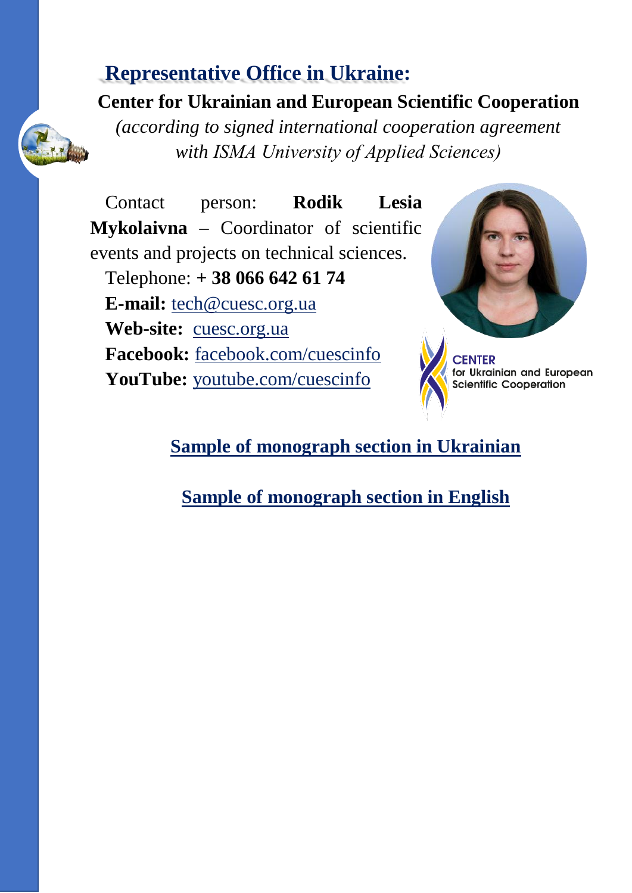## Representative Office in Ukraine:

**Center for Ukrainian and European Scientific Cooperation**

*(according to signed international cooperation agreement with ISMA University of Applied Sciences)*

Contact person: **Rodik Lesia Mykolaivna** – Coordinator of scientific events and projects on technical sciences.

Telephone: **+ 38 066 642 61 74**

**E-mail:** tech@cuesc.org.ua

**Web-site:** cuesc.org.ua

**Facebook:** facebook.com/cuescinfo

**YouTube:** youtube.com/cuescinfo

CENTER
for Ukrainian and European
Scientific Cooperation

**Sample of monograph section in Ukrainian**

**Sample of monograph section in English**